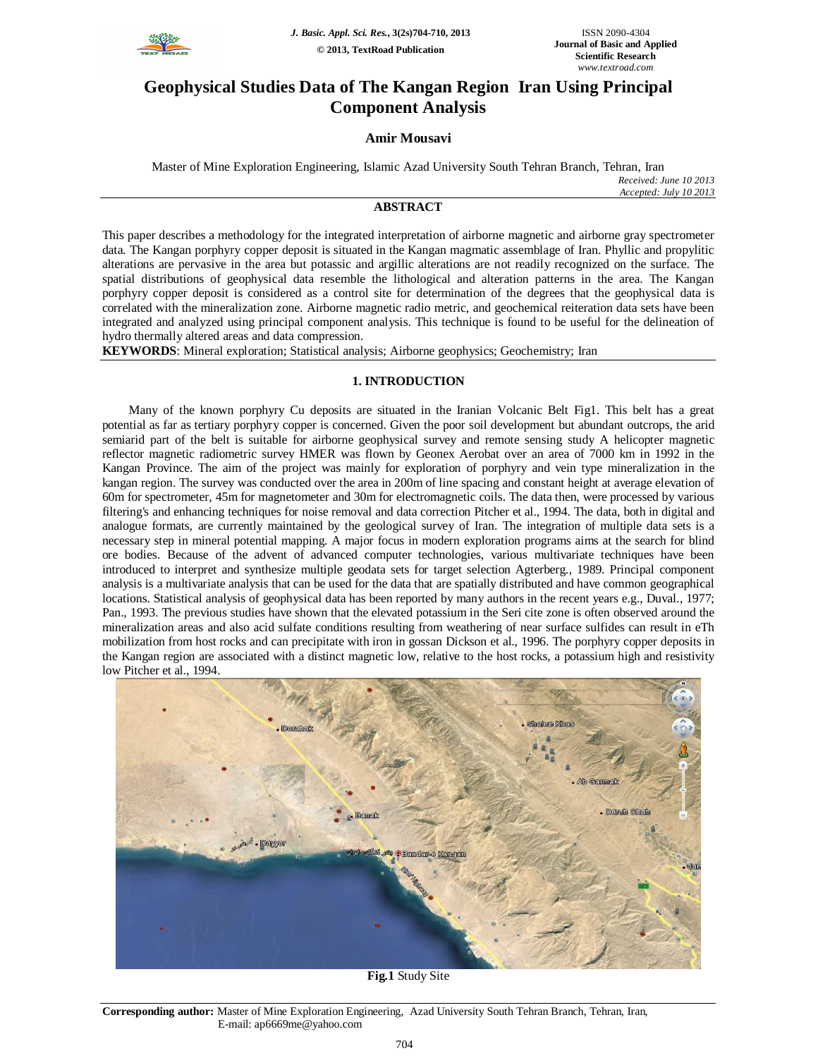# Geophysical Studies Data of The Kangan Region Iran Using Principal Component Analysis

**Amir Mousavi**

Master of Mine Exploration Engineering, Islamic Azad University South Tehran Branch, Tehran, Iran

*Received: June 10 2013*
*Accepted: July 10 2013*

## ABSTRACT

This paper describes a methodology for the integrated interpretation of airborne magnetic and airborne gray spectrometer data. The Kangan porphyry copper deposit is situated in the Kangan magmatic assemblage of Iran. Phyllic and propylitic alterations are pervasive in the area but potassic and argillic alterations are not readily recognized on the surface. The spatial distributions of geophysical data resemble the lithological and alteration patterns in the area. The Kangan porphyry copper deposit is considered as a control site for determination of the degrees that the geophysical data is correlated with the mineralization zone. Airborne magnetic radio metric, and geochemical reiteration data sets have been integrated and analyzed using principal component analysis. This technique is found to be useful for the delineation of hydro thermally altered areas and data compression.

**KEYWORDS**: Mineral exploration; Statistical analysis; Airborne geophysics; Geochemistry; Iran

## 1. INTRODUCTION

Many of the known porphyry Cu deposits are situated in the Iranian Volcanic Belt Fig1. This belt has a great potential as far as tertiary porphyry copper is concerned. Given the poor soil development but abundant outcrops, the arid semiarid part of the belt is suitable for airborne geophysical survey and remote sensing study A helicopter magnetic reflector magnetic radiometric survey HMER was flown by Geonex Aerobat over an area of 7000 km in 1992 in the Kangan Province. The aim of the project was mainly for exploration of porphyry and vein type mineralization in the kangan region. The survey was conducted over the area in 200m of line spacing and constant height at average elevation of 60m for spectrometer, 45m for magnetometer and 30m for electromagnetic coils. The data then, were processed by various filtering's and enhancing techniques for noise removal and data correction Pitcher et al., 1994. The data, both in digital and analogue formats, are currently maintained by the geological survey of Iran. The integration of multiple data sets is a necessary step in mineral potential mapping. A major focus in modern exploration programs aims at the search for blind ore bodies. Because of the advent of advanced computer technologies, various multivariate techniques have been introduced to interpret and synthesize multiple geodata sets for target selection Agterberg., 1989. Principal component analysis is a multivariate analysis that can be used for the data that are spatially distributed and have common geographical locations. Statistical analysis of geophysical data has been reported by many authors in the recent years e.g., Duval., 1977; Pan., 1993. The previous studies have shown that the elevated potassium in the Seri cite zone is often observed around the mineralization areas and also acid sulfate conditions resulting from weathering of near surface sulfides can result in eTh mobilization from host rocks and can precipitate with iron in gossan Dickson et al., 1996. The porphyry copper deposits in the Kangan region are associated with a distinct magnetic low, relative to the host rocks, a potassium high and resistivity low Pitcher et al., 1994.

**Fig.1** Study Site

**Corresponding author:** Master of Mine Exploration Engineering, Azad University South Tehran Branch, Tehran, Iran, E-mail: ap6669me@yahoo.com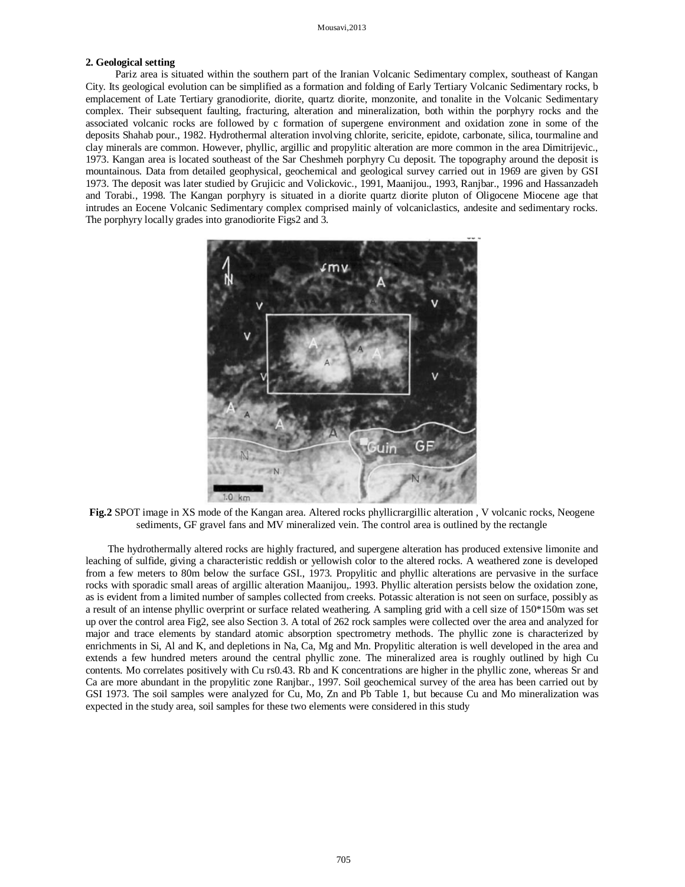## 2. Geological setting

Pariz area is situated within the southern part of the Iranian Volcanic Sedimentary complex, southeast of Kangan City. Its geological evolution can be simplified as a formation and folding of Early Tertiary Volcanic Sedimentary rocks, b emplacement of Late Tertiary granodiorite, diorite, quartz diorite, monzonite, and tonalite in the Volcanic Sedimentary complex. Their subsequent faulting, fracturing, alteration and mineralization, both within the porphyry rocks and the associated volcanic rocks are followed by c formation of supergene environment and oxidation zone in some of the deposits Shahab pour., 1982. Hydrothermal alteration involving chlorite, sericite, epidote, carbonate, silica, tourmaline and clay minerals are common. However, phyllic, argillic and propylitic alteration are more common in the area Dimitrijevic., 1973. Kangan area is located southeast of the Sar Cheshmeh porphyry Cu deposit. The topography around the deposit is mountainous. Data from detailed geophysical, geochemical and geological survey carried out in 1969 are given by GSI 1973. The deposit was later studied by Grujicic and Volickovic., 1991, Maanijou., 1993, Ranjbar., 1996 and Hassanzadeh and Torabi., 1998. The Kangan porphyry is situated in a diorite quartz diorite pluton of Oligocene Miocene age that intrudes an Eocene Volcanic Sedimentary complex comprised mainly of volcaniclastics, andesite and sedimentary rocks. The porphyry locally grades into granodiorite Figs2 and 3.

**Fig.2** SPOT image in XS mode of the Kangan area. Altered rocks phyllicrargillic alteration , V volcanic rocks, Neogene sediments, GF gravel fans and MV mineralized vein. The control area is outlined by the rectangle

The hydrothermally altered rocks are highly fractured, and supergene alteration has produced extensive limonite and leaching of sulfide, giving a characteristic reddish or yellowish color to the altered rocks. A weathered zone is developed from a few meters to 80m below the surface GSI., 1973. Propylitic and phyllic alterations are pervasive in the surface rocks with sporadic small areas of argillic alteration Maanijou,. 1993. Phyllic alteration persists below the oxidation zone, as is evident from a limited number of samples collected from creeks. Potassic alteration is not seen on surface, possibly as a result of an intense phyllic overprint or surface related weathering. A sampling grid with a cell size of 150*150m was set up over the control area Fig2, see also Section 3. A total of 262 rock samples were collected over the area and analyzed for major and trace elements by standard atomic absorption spectrometry methods. The phyllic zone is characterized by enrichments in Si, Al and K, and depletions in Na, Ca, Mg and Mn. Propylitic alteration is well developed in the area and extends a few hundred meters around the central phyllic zone. The mineralized area is roughly outlined by high Cu contents. Mo correlates positively with Cu rs0.43. Rb and K concentrations are higher in the phyllic zone, whereas Sr and Ca are more abundant in the propylitic zone Ranjbar., 1997. Soil geochemical survey of the area has been carried out by GSI 1973. The soil samples were analyzed for Cu, Mo, Zn and Pb Table 1, but because Cu and Mo mineralization was expected in the study area, soil samples for these two elements were considered in this study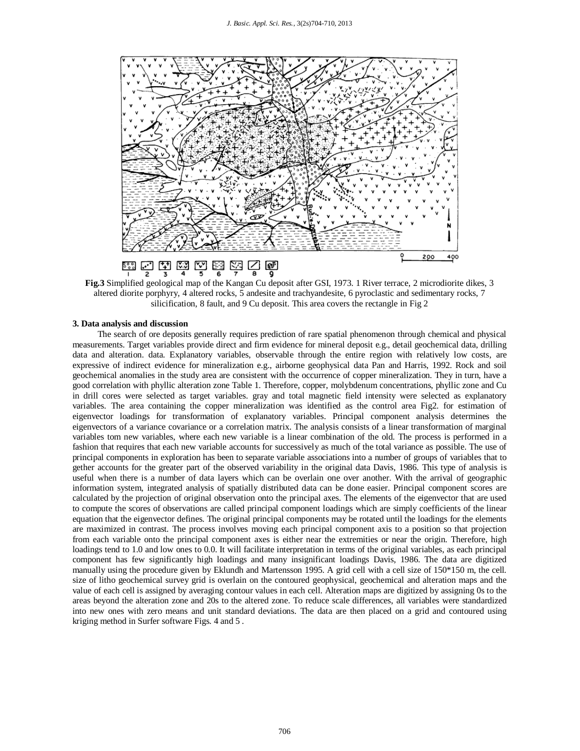**Fig.3** Simplified geological map of the Kangan Cu deposit after GSI, 1973. 1 River terrace, 2 microdiorite dikes, 3 altered diorite porphyry, 4 altered rocks, 5 andesite and trachyandesite, 6 pyroclastic and sedimentary rocks, 7 silicification, 8 fault, and 9 Cu deposit. This area covers the rectangle in Fig 2

### 3. Data analysis and discussion

The search of ore deposits generally requires prediction of rare spatial phenomenon through chemical and physical measurements. Target variables provide direct and firm evidence for mineral deposit e.g., detail geochemical data, drilling data and alteration. data. Explanatory variables, observable through the entire region with relatively low costs, are expressive of indirect evidence for mineralization e.g., airborne geophysical data Pan and Harris, 1992. Rock and soil geochemical anomalies in the study area are consistent with the occurrence of copper mineralization. They in turn, have a good correlation with phyllic alteration zone Table 1. Therefore, copper, molybdenum concentrations, phyllic zone and Cu in drill cores were selected as target variables. gray and total magnetic field intensity were selected as explanatory variables. The area containing the copper mineralization was identified as the control area Fig2. for estimation of eigenvector loadings for transformation of explanatory variables. Principal component analysis determines the eigenvectors of a variance covariance or a correlation matrix. The analysis consists of a linear transformation of marginal variables tom new variables, where each new variable is a linear combination of the old. The process is performed in a fashion that requires that each new variable accounts for successively as much of the total variance as possible. The use of principal components in exploration has been to separate variable associations into a number of groups of variables that to gether accounts for the greater part of the observed variability in the original data Davis, 1986. This type of analysis is useful when there is a number of data layers which can be overlain one over another. With the arrival of geographic information system, integrated analysis of spatially distributed data can be done easier. Principal component scores are calculated by the projection of original observation onto the principal axes. The elements of the eigenvector that are used to compute the scores of observations are called principal component loadings which are simply coefficients of the linear equation that the eigenvector defines. The original principal components may be rotated until the loadings for the elements are maximized in contrast. The process involves moving each principal component axis to a position so that projection from each variable onto the principal component axes is either near the extremities or near the origin. Therefore, high loadings tend to 1.0 and low ones to 0.0. It will facilitate interpretation in terms of the original variables, as each principal component has few significantly high loadings and many insignificant loadings Davis, 1986. The data are digitized manually using the procedure given by Eklundh and Martensson 1995. A grid cell with a cell size of 150*150 m, the cell. size of litho geochemical survey grid is overlain on the contoured geophysical, geochemical and alteration maps and the value of each cell is assigned by averaging contour values in each cell. Alteration maps are digitized by assigning 0s to the areas beyond the alteration zone and 20s to the altered zone. To reduce scale differences, all variables were standardized into new ones with zero means and unit standard deviations. The data are then placed on a grid and contoured using kriging method in Surfer software Figs. 4 and 5 .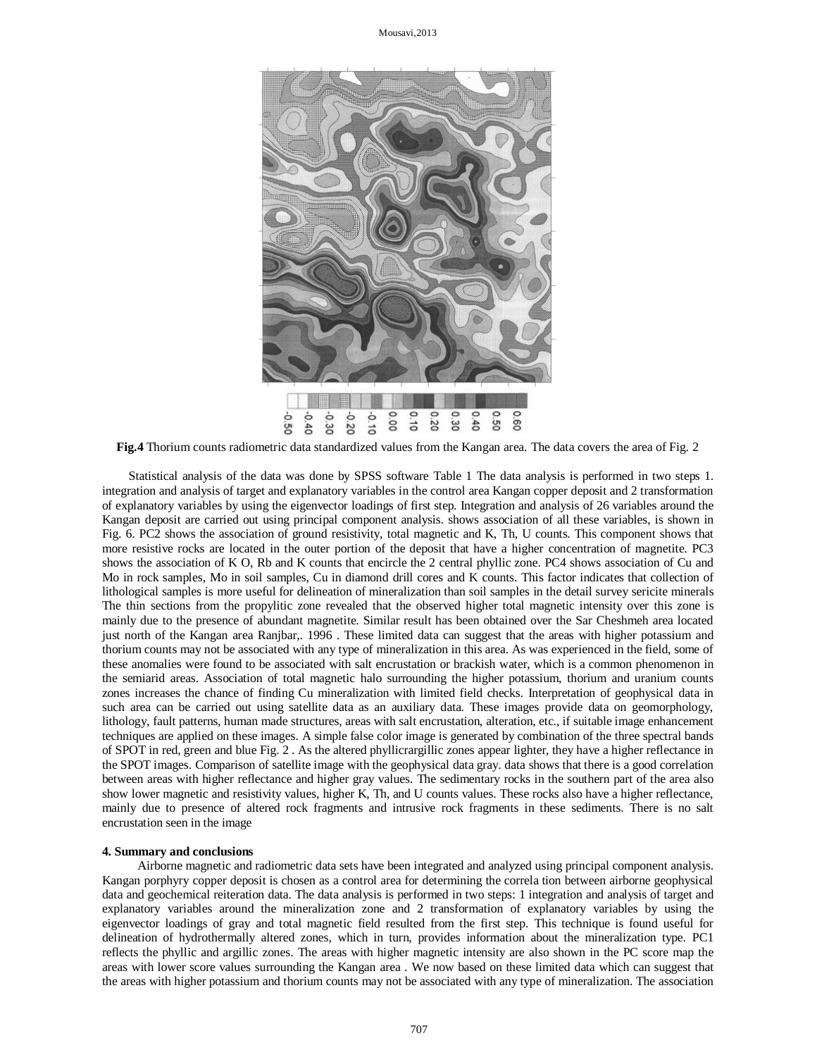**Fig.4** Thorium counts radiometric data standardized values from the Kangan area. The data covers the area of Fig. 2

Statistical analysis of the data was done by SPSS software Table 1 The data analysis is performed in two steps 1. integration and analysis of target and explanatory variables in the control area Kangan copper deposit and 2 transformation of explanatory variables by using the eigenvector loadings of first step. Integration and analysis of 26 variables around the Kangan deposit are carried out using principal component analysis. shows association of all these variables, is shown in Fig. 6. PC2 shows the association of ground resistivity, total magnetic and K, Th, U counts. This component shows that more resistive rocks are located in the outer portion of the deposit that have a higher concentration of magnetite. PC3 shows the association of K O, Rb and K counts that encircle the 2 central phyllic zone. PC4 shows association of Cu and Mo in rock samples, Mo in soil samples, Cu in diamond drill cores and K counts. This factor indicates that collection of lithological samples is more useful for delineation of mineralization than soil samples in the detail survey sericite minerals The thin sections from the propylitic zone revealed that the observed higher total magnetic intensity over this zone is mainly due to the presence of abundant magnetite. Similar result has been obtained over the Sar Cheshmeh area located just north of the Kangan area Ranjbar,. 1996 . These limited data can suggest that the areas with higher potassium and thorium counts may not be associated with any type of mineralization in this area. As was experienced in the field, some of these anomalies were found to be associated with salt encrustation or brackish water, which is a common phenomenon in the semiarid areas. Association of total magnetic halo surrounding the higher potassium, thorium and uranium counts zones increases the chance of finding Cu mineralization with limited field checks. Interpretation of geophysical data in such area can be carried out using satellite data as an auxiliary data. These images provide data on geomorphology, lithology, fault patterns, human made structures, areas with salt encrustation, alteration, etc., if suitable image enhancement techniques are applied on these images. A simple false color image is generated by combination of the three spectral bands of SPOT in red, green and blue Fig. 2 . As the altered phyllicrargillic zones appear lighter, they have a higher reflectance in the SPOT images. Comparison of satellite image with the geophysical data gray. data shows that there is a good correlation between areas with higher reflectance and higher gray values. The sedimentary rocks in the southern part of the area also show lower magnetic and resistivity values, higher K, Th, and U counts values. These rocks also have a higher reflectance, mainly due to presence of altered rock fragments and intrusive rock fragments in these sediments. There is no salt encrustation seen in the image

#### 4. Summary and conclusions

Airborne magnetic and radiometric data sets have been integrated and analyzed using principal component analysis. Kangan porphyry copper deposit is chosen as a control area for determining the correla tion between airborne geophysical data and geochemical reiteration data. The data analysis is performed in two steps: 1 integration and analysis of target and explanatory variables around the mineralization zone and 2 transformation of explanatory variables by using the eigenvector loadings of gray and total magnetic field resulted from the first step. This technique is found useful for delineation of hydrothermally altered zones, which in turn, provides information about the mineralization type. PC1 reflects the phyllic and argillic zones. The areas with higher magnetic intensity are also shown in the PC score map the areas with lower score values surrounding the Kangan area . We now based on these limited data which can suggest that the areas with higher potassium and thorium counts may not be associated with any type of mineralization. The association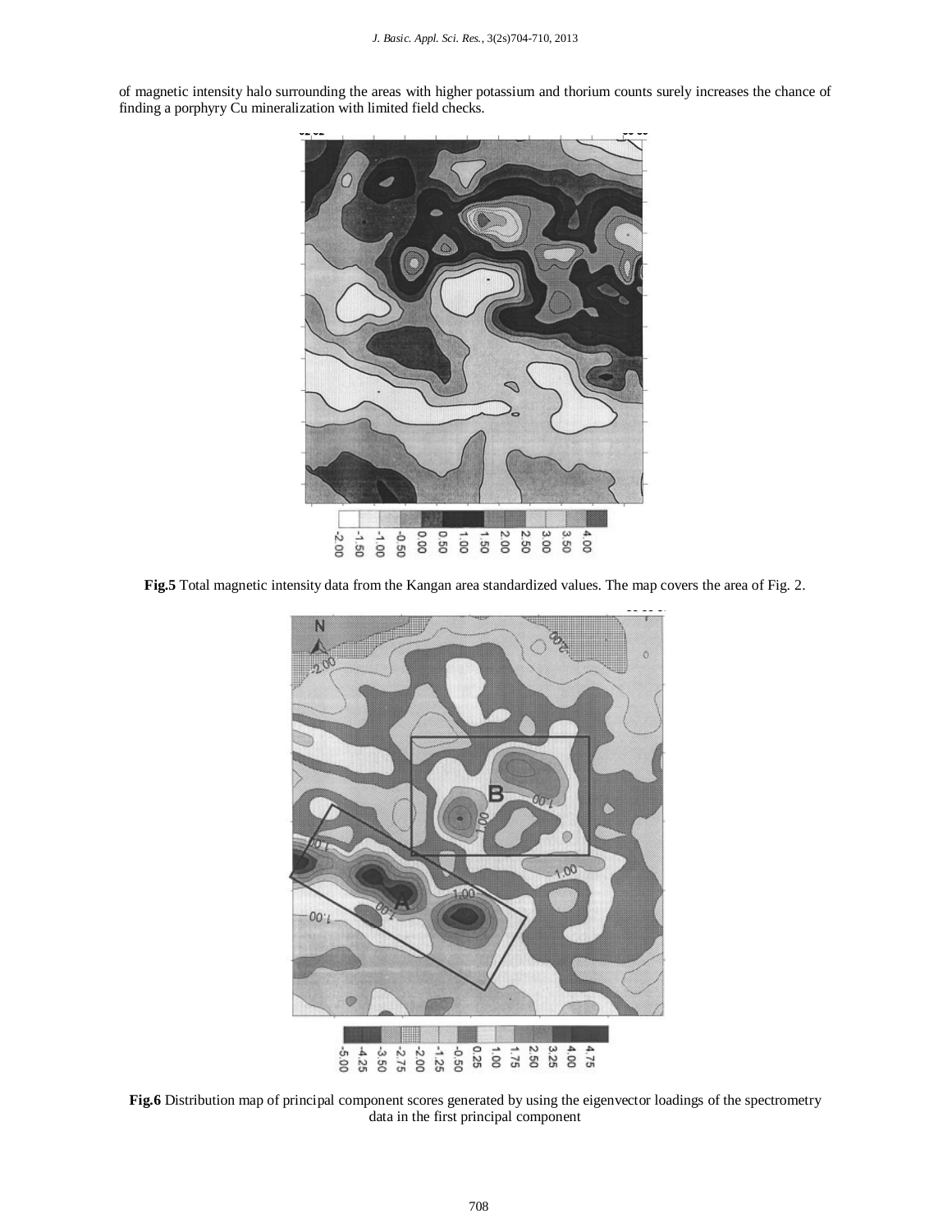of magnetic intensity halo surrounding the areas with higher potassium and thorium counts surely increases the chance of finding a porphyry Cu mineralization with limited field checks.

**Fig.5** Total magnetic intensity data from the Kangan area standardized values. The map covers the area of Fig. 2.

**Fig.6** Distribution map of principal component scores generated by using the eigenvector loadings of the spectrometry data in the first principal component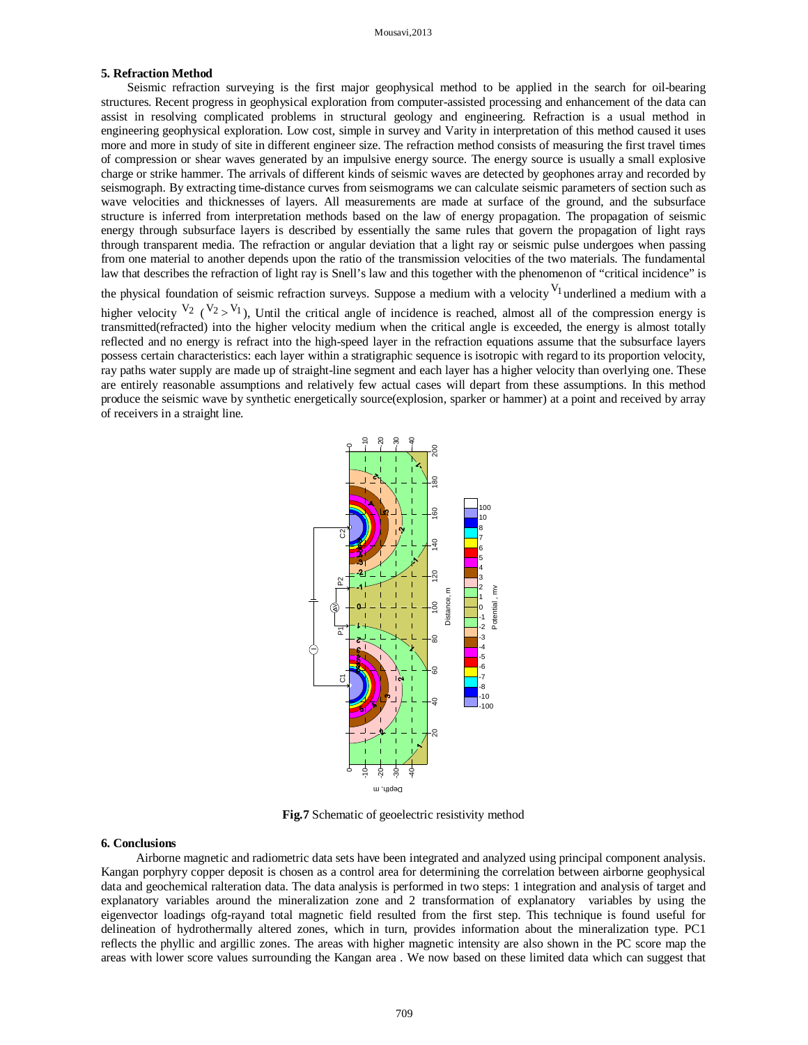## 5. Refraction Method

Seismic refraction surveying is the first major geophysical method to be applied in the search for oil-bearing structures. Recent progress in geophysical exploration from computer-assisted processing and enhancement of the data can assist in resolving complicated problems in structural geology and engineering. Refraction is a usual method in engineering geophysical exploration. Low cost, simple in survey and Varity in interpretation of this method caused it uses more and more in study of site in different engineer size. The refraction method consists of measuring the first travel times of compression or shear waves generated by an impulsive energy source. The energy source is usually a small explosive charge or strike hammer. The arrivals of different kinds of seismic waves are detected by geophones array and recorded by seismograph. By extracting time-distance curves from seismograms we can calculate seismic parameters of section such as wave velocities and thicknesses of layers. All measurements are made at surface of the ground, and the subsurface structure is inferred from interpretation methods based on the law of energy propagation. The propagation of seismic energy through subsurface layers is described by essentially the same rules that govern the propagation of light rays through transparent media. The refraction or angular deviation that a light ray or seismic pulse undergoes when passing from one material to another depends upon the ratio of the transmission velocities of the two materials. The fundamental law that describes the refraction of light ray is Snell's law and this together with the phenomenon of "critical incidence" is the physical foundation of seismic refraction surveys. Suppose a medium with a velocity $V_1$ underlined a medium with a higher velocity $V_2$ ($V_2 > V_1$), Until the critical angle of incidence is reached, almost all of the compression energy is transmitted(refracted) into the higher velocity medium when the critical angle is exceeded, the energy is almost totally reflected and no energy is refract into the high-speed layer in the refraction equations assume that the subsurface layers possess certain characteristics: each layer within a stratigraphic sequence is isotropic with regard to its proportion velocity, ray paths water supply are made up of straight-line segment and each layer has a higher velocity than overlying one. These are entirely reasonable assumptions and relatively few actual cases will depart from these assumptions. In this method produce the seismic wave by synthetic energetically source(explosion, sparker or hammer) at a point and received by array of receivers in a straight line.

**Fig.7** Schematic of geoelectric resistivity method

## 6. Conclusions

Airborne magnetic and radiometric data sets have been integrated and analyzed using principal component analysis. Kangan porphyry copper deposit is chosen as a control area for determining the correlation between airborne geophysical data and geochemical ralteration data. The data analysis is performed in two steps: 1 integration and analysis of target and explanatory variables around the mineralization zone and 2 transformation of explanatory variables by using the eigenvector loadings ofg-rayand total magnetic field resulted from the first step. This technique is found useful for delineation of hydrothermally altered zones, which in turn, provides information about the mineralization type. PC1 reflects the phyllic and argillic zones. The areas with higher magnetic intensity are also shown in the PC score map the areas with lower score values surrounding the Kangan area . We now based on these limited data which can suggest that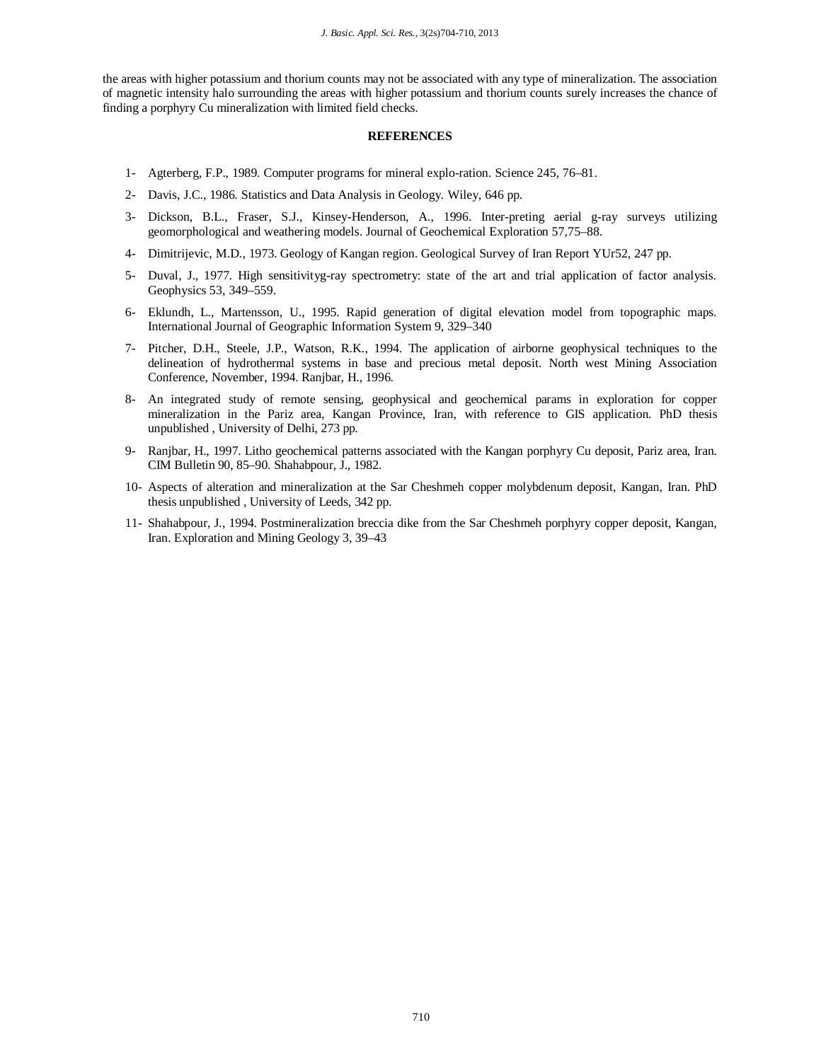the areas with higher potassium and thorium counts may not be associated with any type of mineralization. The association of magnetic intensity halo surrounding the areas with higher potassium and thorium counts surely increases the chance of finding a porphyry Cu mineralization with limited field checks.

## REFERENCES

1- Agterberg, F.P., 1989. Computer programs for mineral explo-ration. Science 245, 76–81.

2- Davis, J.C., 1986. Statistics and Data Analysis in Geology. Wiley, 646 pp.

3- Dickson, B.L., Fraser, S.J., Kinsey-Henderson, A., 1996. Inter-preting aerial g-ray surveys utilizing geomorphological and weathering models. Journal of Geochemical Exploration 57,75–88.

4- Dimitrijevic, M.D., 1973. Geology of Kangan region. Geological Survey of Iran Report YUr52, 247 pp.

5- Duval, J., 1977. High sensitivityg-ray spectrometry: state of the art and trial application of factor analysis. Geophysics 53, 349–559.

6- Eklundh, L., Martensson, U., 1995. Rapid generation of digital elevation model from topographic maps. International Journal of Geographic Information System 9, 329–340

7- Pitcher, D.H., Steele, J.P., Watson, R.K., 1994. The application of airborne geophysical techniques to the delineation of hydrothermal systems in base and precious metal deposit. North west Mining Association Conference, November, 1994. Ranjbar, H., 1996.

8- An integrated study of remote sensing, geophysical and geochemical params in exploration for copper mineralization in the Pariz area, Kangan Province, Iran, with reference to GIS application. PhD thesis unpublished , University of Delhi, 273 pp.

9- Ranjbar, H., 1997. Litho geochemical patterns associated with the Kangan porphyry Cu deposit, Pariz area, Iran. CIM Bulletin 90, 85–90. Shahabpour, J., 1982.

10- Aspects of alteration and mineralization at the Sar Cheshmeh copper molybdenum deposit, Kangan, Iran. PhD thesis unpublished , University of Leeds, 342 pp.

11- Shahabpour, J., 1994. Postmineralization breccia dike from the Sar Cheshmeh porphyry copper deposit, Kangan, Iran. Exploration and Mining Geology 3, 39–43